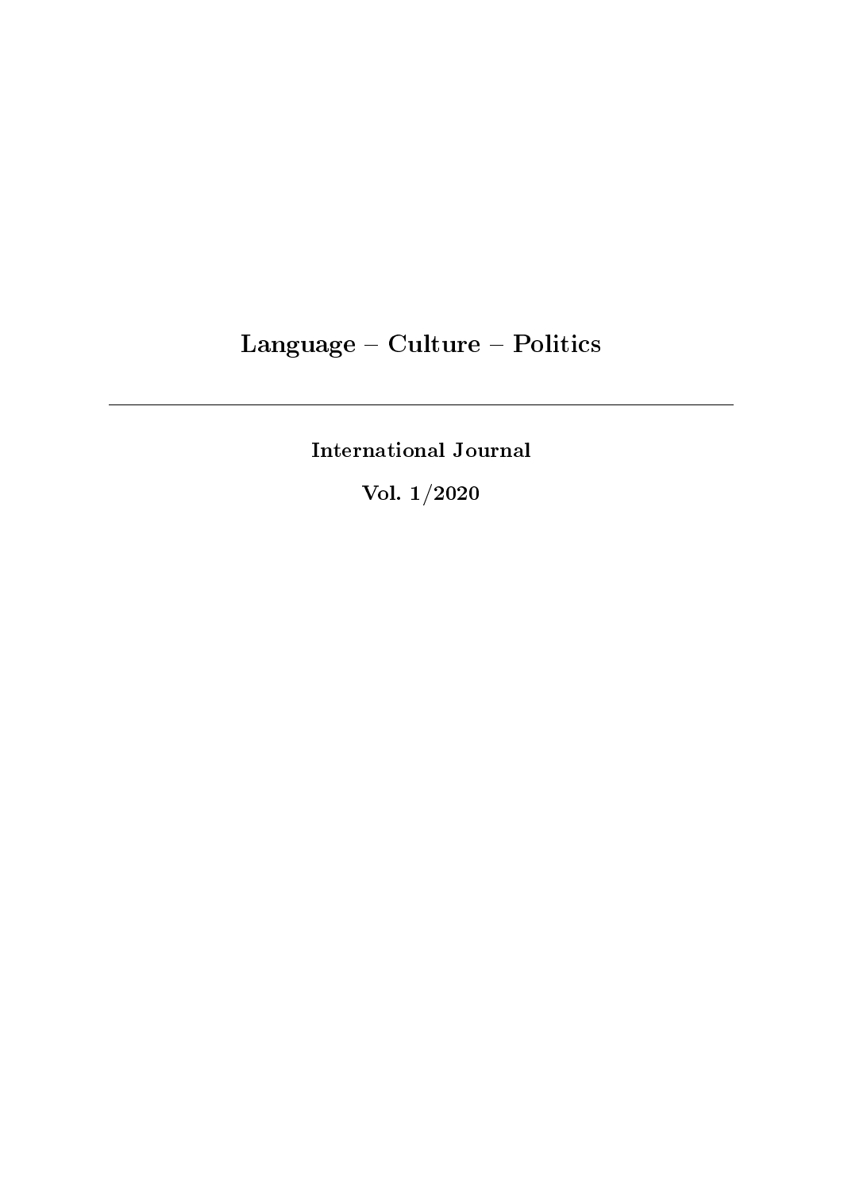# Language – Culture – Politics

---

**International Journal**

**Vol. 1/2020**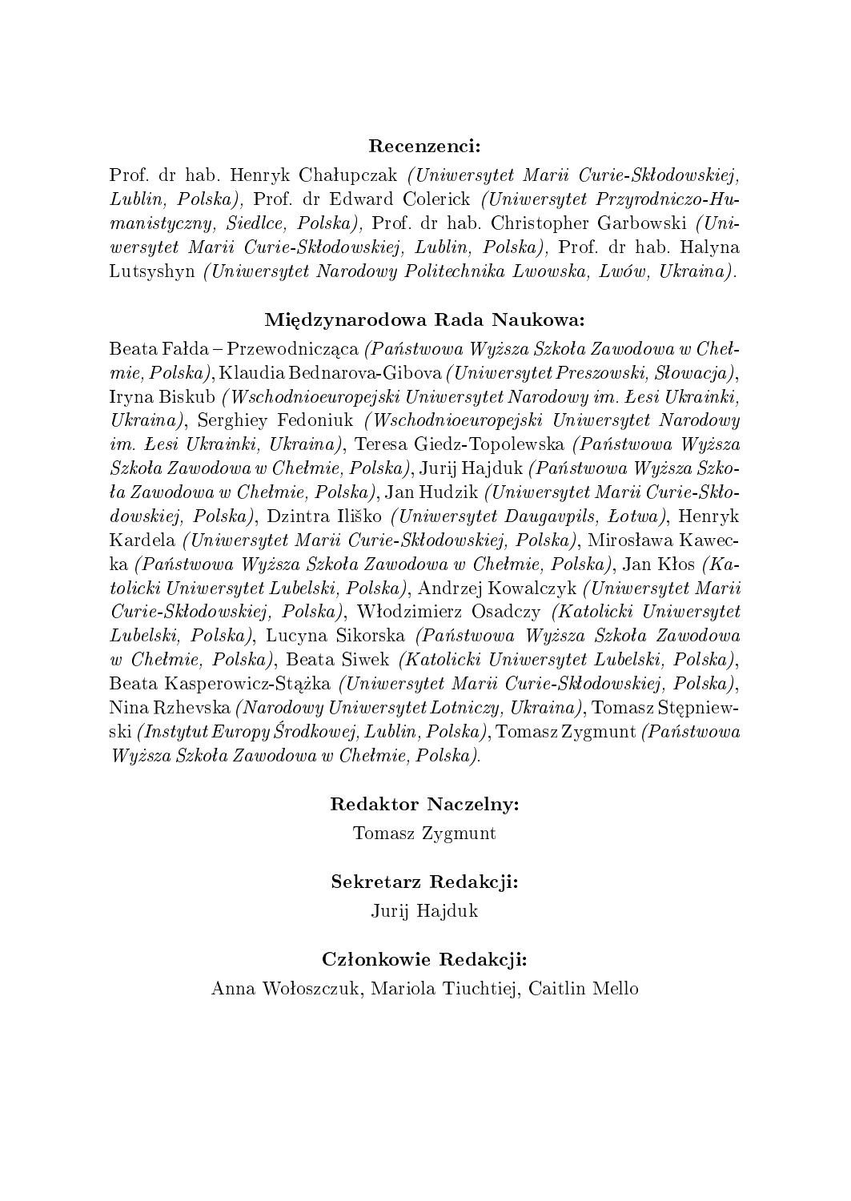**Recenzenci:**

Prof. dr hab. Henryk Chałupczak *(Uniwersytet Marii Curie-Skłodowskiej, Lublin, Polska)*, Prof. dr Edward Colerick *(Uniwersytet Przyrodniczo-Humanistyczny, Siedlce, Polska)*, Prof. dr hab. Christopher Garbowski *(Uniwersytet Marii Curie-Skłodowskiej, Lublin, Polska)*, Prof. dr hab. Halyna Lutsyshyn *(Uniwersytet Narodowy Politechnika Lwowska, Lwów, Ukraina)*.

**Międzynarodowa Rada Naukowa:**

Beata Fałda – Przewodnicząca *(Państwowa Wyższa Szkoła Zawodowa w Chełmie, Polska)*, Klaudia Bednarova-Gibova *(Uniwersytet Preszowski, Słowacja)*, Iryna Biskub *(Wschodnioeuropejski Uniwersytet Narodowy im. Łesi Ukrainki, Ukraina)*, Serghiey Fedoniuk *(Wschodnioeuropejski Uniwersytet Narodowy im. Łesi Ukrainki, Ukraina)*, Teresa Giedz-Topolewska *(Państwowa Wyższa Szkoła Zawodowa w Chełmie, Polska)*, Jurij Hajduk *(Państwowa Wyższa Szkoła Zawodowa w Chełmie, Polska)*, Jan Hudzik *(Uniwersytet Marii Curie-Skłodowskiej, Polska)*, Dzintra Iliško *(Uniwersytet Daugavpils, Łotwa)*, Henryk Kardela *(Uniwersytet Marii Curie-Skłodowskiej, Polska)*, Mirosława Kawecka *(Państwowa Wyższa Szkoła Zawodowa w Chełmie, Polska)*, Jan Kłos *(Katolicki Uniwersytet Lubelski, Polska)*, Andrzej Kowalczyk *(Uniwersytet Marii Curie-Skłodowskiej, Polska)*, Włodzimierz Osadczy *(Katolicki Uniwersytet Lubelski, Polska)*, Lucyna Sikorska *(Państwowa Wyższa Szkoła Zawodowa w Chełmie, Polska)*, Beata Siwek *(Katolicki Uniwersytet Lubelski, Polska)*, Beata Kasperowicz-Stążka *(Uniwersytet Marii Curie-Skłodowskiej, Polska)*, Nina Rzhevska *(Narodowy Uniwersytet Lotniczy, Ukraina)*, Tomasz Stępniewski *(Instytut Europy Środkowej, Lublin, Polska)*, Tomasz Zygmunt *(Państwowa Wyższa Szkoła Zawodowa w Chełmie, Polska)*.

**Redaktor Naczelny:**

Tomasz Zygmunt

**Sekretarz Redakcji:**

Jurij Hajduk

**Członkowie Redakcji:**

Anna Wołoszczuk, Mariola Tiuchtiej, Caitlin Mello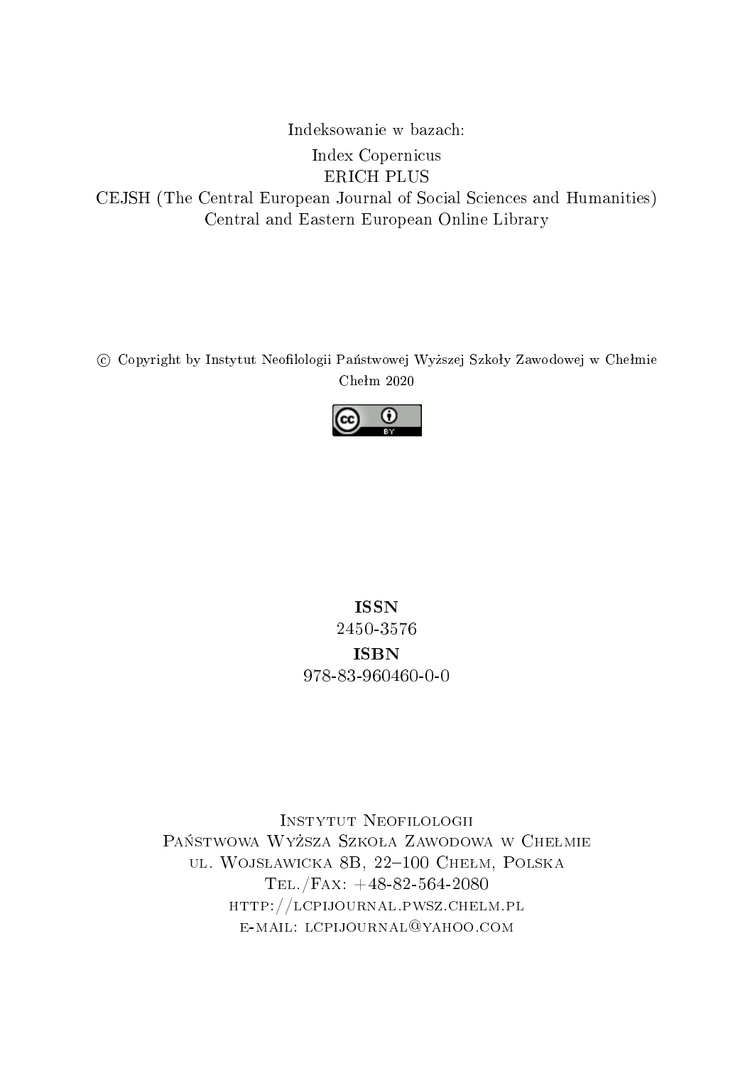Indeksowanie w bazach:

Index Copernicus

ERICH PLUS

CEJSH (The Central European Journal of Social Sciences and Humanities)

Central and Eastern European Online Library

© Copyright by Instytut Neofilologii Państwowej Wyższej Szkoły Zawodowej w Chełmie

Chełm 2020

**ISSN**

2450-3576

**ISBN**

978-83-960460-0-0

Instytut Neofilologii

Państwowa Wyższa Szkoła Zawodowa w Chełmie

ul. Wojsławicka 8B, 22–100 Chełm, Polska

Tel./Fax: +48-82-564-2080

http://lcpijournal.pwsz.chelm.pl

e-mail: lcpijournal@yahoo.com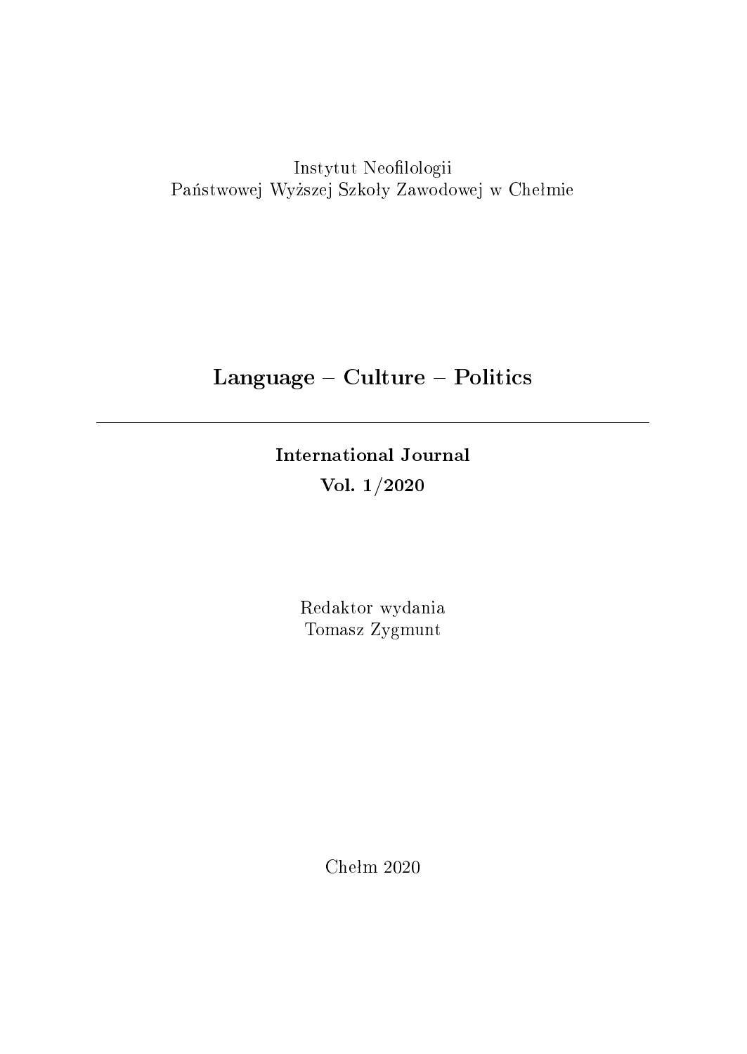Instytut Neofilologii
Państwowej Wyższej Szkoły Zawodowej w Chełmie

# Language – Culture – Politics

---

**International Journal**
**Vol. 1/2020**

Redaktor wydania
Tomasz Zygmunt

Chełm 2020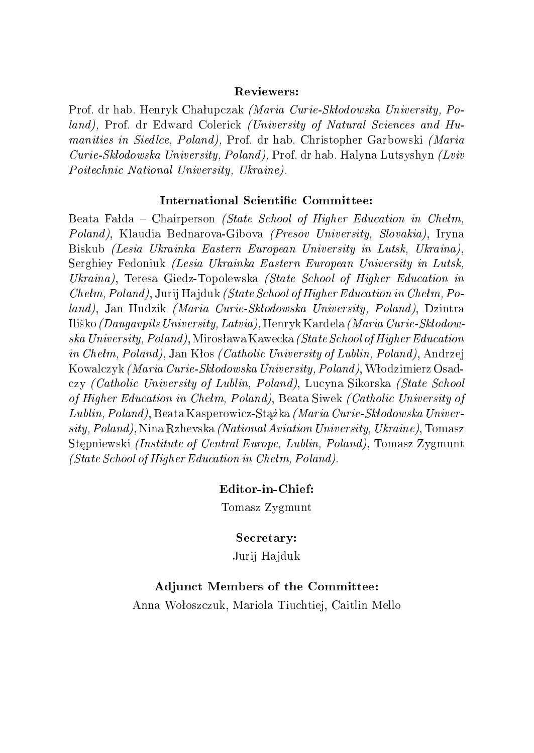**Reviewers:**

Prof. dr hab. Henryk Chałupczak *(Maria Curie-Skłodowska University, Poland),* Prof. dr Edward Colerick *(University of Natural Sciences and Humanities in Siedlce, Poland),* Prof. dr hab. Christopher Garbowski *(Maria Curie-Skłodowska University, Poland),* Prof. dr hab. Halyna Lutsyshyn *(Lviv Poitechnic National University, Ukraine).*

**International Scientific Committee:**

Beata Fałda – Chairperson *(State School of Higher Education in Chełm, Poland)*, Klaudia Bednarova-Gibova *(Presov University, Slovakia)*, Iryna Biskub *(Lesia Ukrainka Eastern European University in Lutsk, Ukraina)*, Serghiey Fedoniuk *(Lesia Ukrainka Eastern European University in Lutsk, Ukraina)*, Teresa Giedz-Topolewska *(State School of Higher Education in Chełm, Poland)*, Jurij Hajduk *(State School of Higher Education in Chełm, Poland)*, Jan Hudzik *(Maria Curie-Skłodowska University, Poland)*, Dzintra Iliško *(Daugavpils University, Latvia)*, Henryk Kardela *(Maria Curie-Skłodowska University, Poland)*, Mirosława Kawecka *(State School of Higher Education in Chełm, Poland)*, Jan Kłos *(Catholic University of Lublin, Poland)*, Andrzej Kowalczyk *(Maria Curie-Skłodowska University, Poland)*, Włodzimierz Osadczy *(Catholic University of Lublin, Poland)*, Lucyna Sikorska *(State School of Higher Education in Chełm, Poland)*, Beata Siwek *(Catholic University of Lublin, Poland)*, Beata Kasperowicz-Stążka *(Maria Curie-Skłodowska University, Poland)*, Nina Rzhevska *(National Aviation University, Ukraine)*, Tomasz Stępniewski *(Institute of Central Europe, Lublin, Poland)*, Tomasz Zygmunt *(State School of Higher Education in Chełm, Poland).*

**Editor-in-Chief:**

Tomasz Zygmunt

**Secretary:**

Jurij Hajduk

**Adjunct Members of the Committee:**

Anna Wołoszczuk, Mariola Tiuchtiej, Caitlin Mello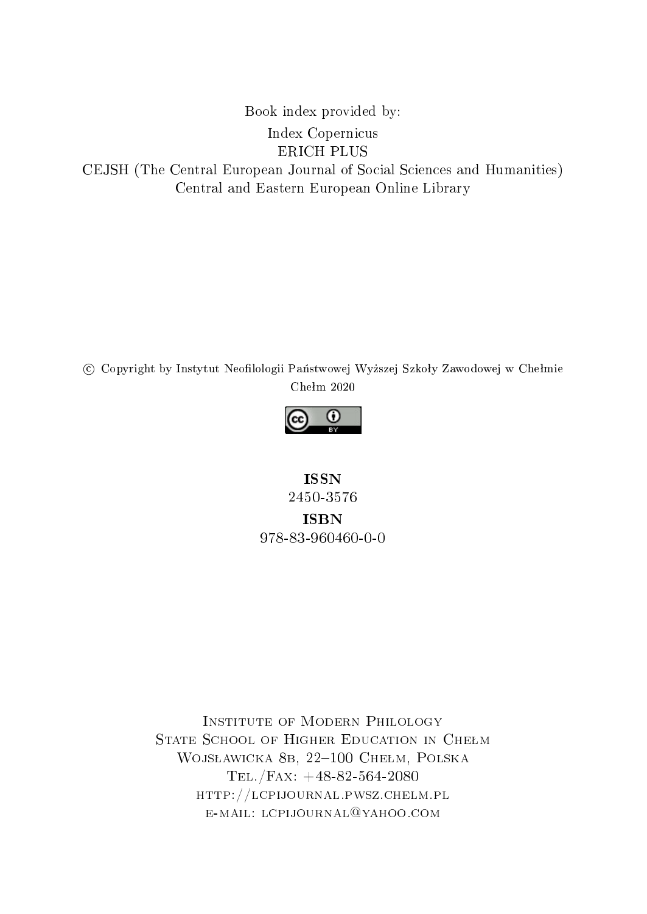Book index provided by:

Index Copernicus

ERICH PLUS

CEJSH (The Central European Journal of Social Sciences and Humanities)

Central and Eastern European Online Library

© Copyright by Instytut Neofilologii Państwowej Wyższej Szkoły Zawodowej w Chełmie

Chełm 2020

**ISSN**

2450-3576

**ISBN**

978-83-960460-0-0

Institute of Modern Philology

State School of Higher Education in Chełm

Wojsławicka 8b, 22–100 Chełm, Polska

Tel./Fax: +48-82-564-2080

http://lcpijournal.pwsz.chelm.pl

e-mail: lcpijournal@yahoo.com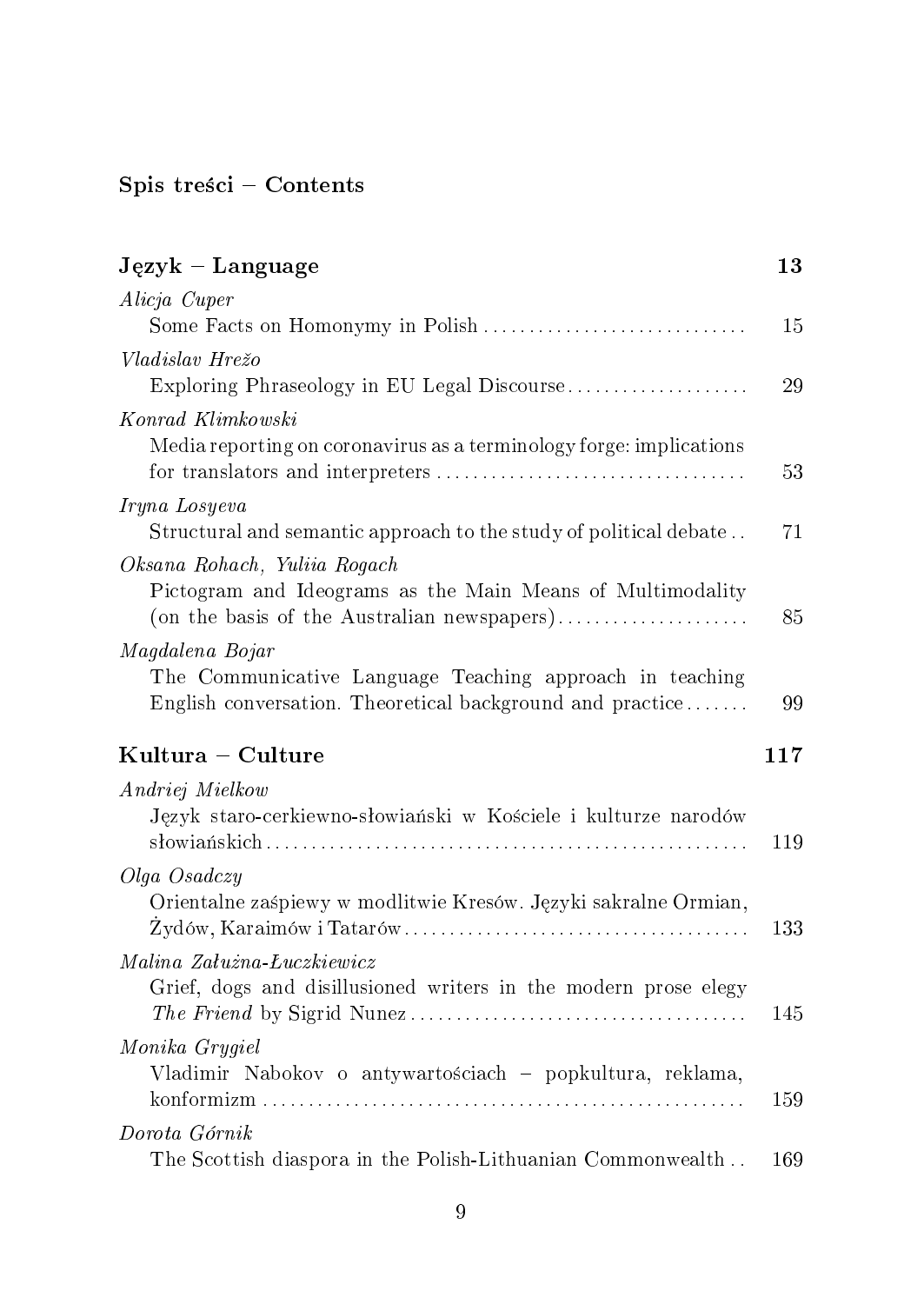## Spis treści – Contents

### Język – Language — 13

*Alicja Cuper*
Some Facts on Homonymy in Polish — 15

*Vladislav Hrežo*
Exploring Phraseology in EU Legal Discourse — 29

*Konrad Klimkowski*
Media reporting on coronavirus as a terminology forge: implications for translators and interpreters — 53

*Iryna Losyeva*
Structural and semantic approach to the study of political debate — 71

*Oksana Rohach, Yuliia Rogach*
Pictogram and Ideograms as the Main Means of Multimodality (on the basis of the Australian newspapers) — 85

*Magdalena Bojar*
The Communicative Language Teaching approach in teaching English conversation. Theoretical background and practice — 99

### Kultura – Culture — 117

*Andriej Mielkow*
Język staro-cerkiewno-słowiański w Kościele i kulturze narodów słowiańskich — 119

*Olga Osadczy*
Orientalne zaśpiewy w modlitwie Kresów. Języki sakralne Ormian, Żydów, Karaimów i Tatarów — 133

*Malina Załużna-Łuczkiewicz*
Grief, dogs and disillusioned writers in the modern prose elegy *The Friend* by Sigrid Nunez — 145

*Monika Grygiel*
Vladimir Nabokov o antywartościach – popkultura, reklama, konformizm — 159

*Dorota Górnik*
The Scottish diaspora in the Polish-Lithuanian Commonwealth — 169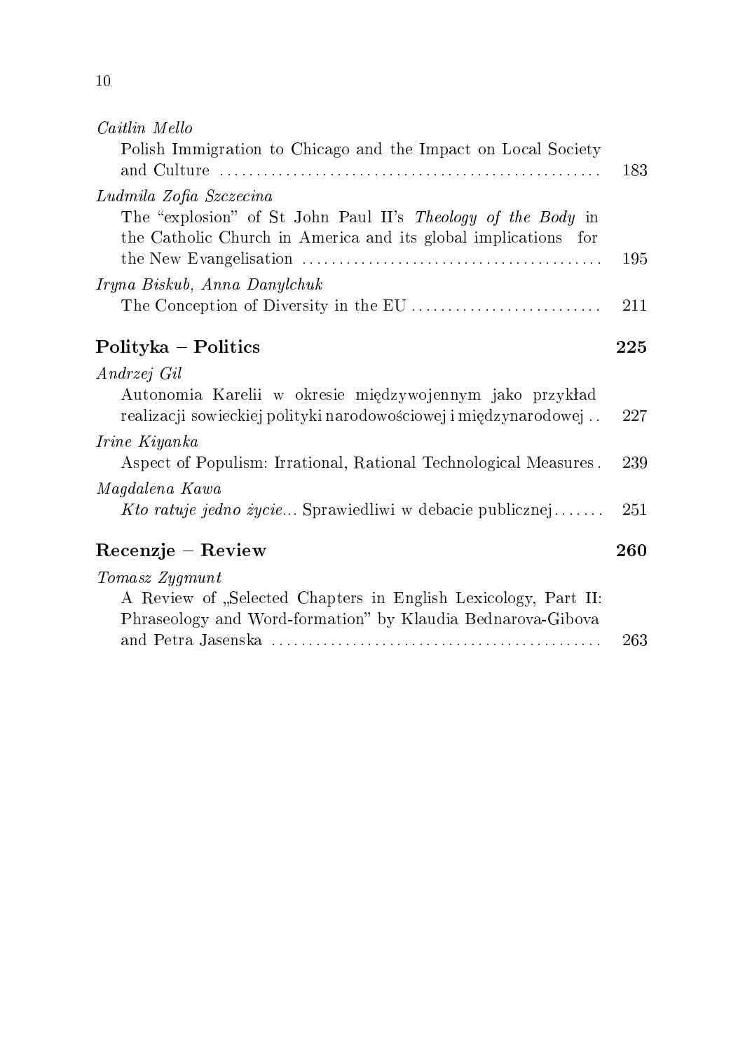*Caitlin Mello*
Polish Immigration to Chicago and the Impact on Local Society and Culture ... 183

*Ludmila Zofia Szczecina*
The "explosion" of St John Paul II's *Theology of the Body* in the Catholic Church in America and its global implications for the New Evangelisation ... 195

*Iryna Biskub, Anna Danylchuk*
The Conception of Diversity in the EU ... 211

## Polityka – Politics ... 225

*Andrzej Gil*
Autonomia Karelii w okresie międzywojennym jako przykład realizacji sowieckiej polityki narodowościowej i międzynarodowej ... 227

*Irine Kiyanka*
Aspect of Populism: Irrational, Rational Technological Measures ... 239

*Magdalena Kawa*
*Kto ratuje jedno życie...* Sprawiedliwi w debacie publicznej ... 251

## Recenzje – Review ... 260

*Tomasz Zygmunt*
A Review of „Selected Chapters in English Lexicology, Part II: Phraseology and Word-formation" by Klaudia Bednarova-Gibova and Petra Jasenska ... 263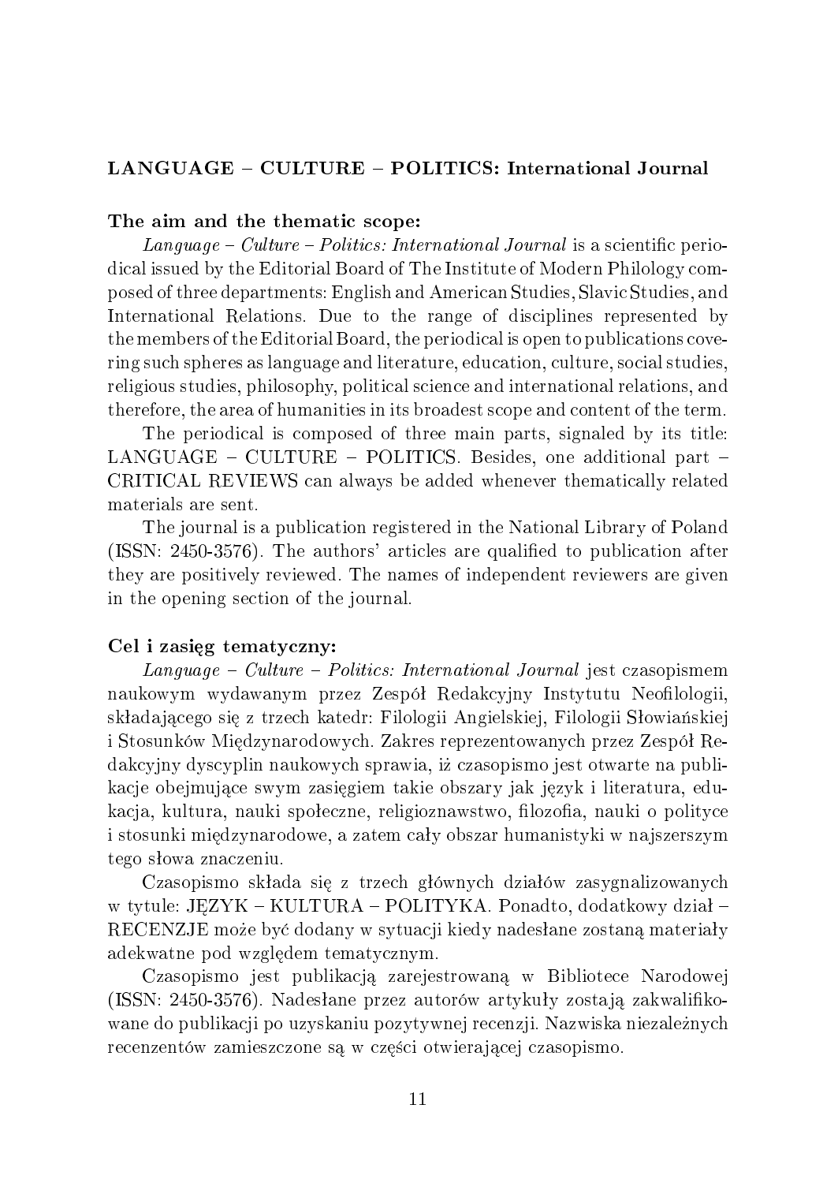**LANGUAGE – CULTURE – POLITICS: International Journal**

**The aim and the thematic scope:**

*Language – Culture – Politics: International Journal* is a scientific periodical issued by the Editorial Board of The Institute of Modern Philology composed of three departments: English and American Studies, Slavic Studies, and International Relations. Due to the range of disciplines represented by the members of the Editorial Board, the periodical is open to publications covering such spheres as language and literature, education, culture, social studies, religious studies, philosophy, political science and international relations, and therefore, the area of humanities in its broadest scope and content of the term.

The periodical is composed of three main parts, signaled by its title: LANGUAGE – CULTURE – POLITICS. Besides, one additional part – CRITICAL REVIEWS can always be added whenever thematically related materials are sent.

The journal is a publication registered in the National Library of Poland (ISSN: 2450-3576). The authors' articles are qualified to publication after they are positively reviewed. The names of independent reviewers are given in the opening section of the journal.

**Cel i zasięg tematyczny:**

*Language – Culture – Politics: International Journal* jest czasopismem naukowym wydawanym przez Zespół Redakcyjny Instytutu Neofilologii, składającego się z trzech katedr: Filologii Angielskiej, Filologii Słowiańskiej i Stosunków Międzynarodowych. Zakres reprezentowanych przez Zespół Redakcyjny dyscyplin naukowych sprawia, iż czasopismo jest otwarte na publikacje obejmujące swym zasięgiem takie obszary jak język i literatura, edukacja, kultura, nauki społeczne, religioznawstwo, filozofia, nauki o polityce i stosunki międzynarodowe, a zatem cały obszar humanistyki w najszerszym tego słowa znaczeniu.

Czasopismo składa się z trzech głównych działów zasygnalizowanych w tytule: JĘZYK – KULTURA – POLITYKA. Ponadto, dodatkowy dział – RECENZJE może być dodany w sytuacji kiedy nadesłane zostaną materiały adekwatne pod względem tematycznym.

Czasopismo jest publikacją zarejestrowaną w Bibliotece Narodowej (ISSN: 2450-3576). Nadesłane przez autorów artykuły zostają zakwalifikowane do publikacji po uzyskaniu pozytywnej recenzji. Nazwiska niezależnych recenzentów zamieszczone są w części otwierającej czasopismo.